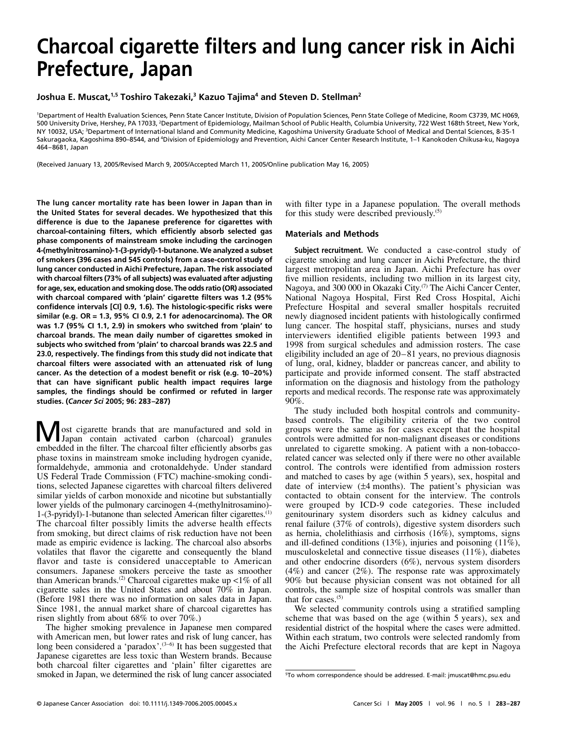# Charcoal cigarette filters and lung cancer risk in Aichi Prefecture, Japan

**Joshua E. Muscat,[1,5] Toshiro Takezaki,[3] Kazuo Tajima[4] and Steven D. Stellman[2]**

[1]Department of Health Evaluation Sciences, Penn State Cancer Institute, Division of Population Sciences, Penn State College of Medicine, Room C3739, MC H069, 500 University Drive, Hershey, PA 17033, [2]Department of Epidemiology, Mailman School of Public Health, Columbia University, 722 West 168th Street, New York, NY 10032, USA; [3]Department of International Island and Community Medicine, Kagoshima University Graduate School of Medical and Dental Sciences, 8-35-1 Sakuragaoka, Kagoshima 890–8544, and [4]Division of Epidemiology and Prevention, Aichi Cancer Center Research Institute, 1–1 Kanokoden Chikusa-ku, Nagoya 464–8681, Japan

(Received January 13, 2005/Revised March 9, 2005/Accepted March 11, 2005/Online publication May 16, 2005)

**The lung cancer mortality rate has been lower in Japan than in the United States for several decades. We hypothesized that this difference is due to the Japanese preference for cigarettes with charcoal-containing filters, which efficiently absorb selected gas phase components of mainstream smoke including the carcinogen 4-(methylnitrosamino)-1-(3-pyridyl)-1-butanone. We analyzed a subset of smokers (396 cases and 545 controls) from a case-control study of lung cancer conducted in Aichi Prefecture, Japan. The risk associated with charcoal filters (73% of all subjects) was evaluated after adjusting for age, sex, education and smoking dose. The odds ratio (OR) associated with charcoal compared with 'plain' cigarette filters was 1.2 (95% confidence intervals [CI] 0.9, 1.6). The histologic-specific risks were similar (e.g. OR = 1.3, 95% CI 0.9, 2.1 for adenocarcinoma). The OR was 1.7 (95% CI 1.1, 2.9) in smokers who switched from 'plain' to charcoal brands. The mean daily number of cigarettes smoked in subjects who switched from 'plain' to charcoal brands was 22.5 and 23.0, respectively. The findings from this study did not indicate that charcoal filters were associated with an attenuated risk of lung cancer. As the detection of a modest benefit or risk (e.g. 10–20%) that can have significant public health impact requires large samples, the findings should be confirmed or refuted in larger studies. (*Cancer Sci* 2005; 96: 283–287)**

Most cigarette brands that are manufactured and sold in Japan contain activated carbon (charcoal) granules embedded in the filter. The charcoal filter efficiently absorbs gas phase toxins in mainstream smoke including hydrogen cyanide, formaldehyde, ammonia and crotonaldehyde. Under standard US Federal Trade Commission (FTC) machine-smoking conditions, selected Japanese cigarettes with charcoal filters delivered similar yields of carbon monoxide and nicotine but substantially lower yields of the pulmonary carcinogen 4-(methylnitrosamino)-1-(3-pyridyl)-1-butanone than selected American filter cigarettes.[1] The charcoal filter possibly limits the adverse health effects from smoking, but direct claims of risk reduction have not been made as empiric evidence is lacking. The charcoal also absorbs volatiles that flavor the cigarette and consequently the bland flavor and taste is considered unacceptable to American consumers. Japanese smokers perceive the taste as smoother than American brands.[2] Charcoal cigarettes make up <1% of all cigarette sales in the United States and about 70% in Japan. (Before 1981 there was no information on sales data in Japan. Since 1981, the annual market share of charcoal cigarettes has risen slightly from about 68% to over 70%.)

The higher smoking prevalence in Japanese men compared with American men, but lower rates and risk of lung cancer, has long been considered a 'paradox'.[3–6] It has been suggested that Japanese cigarettes are less toxic than Western brands. Because both charcoal filter cigarettes and 'plain' filter cigarettes are smoked in Japan, we determined the risk of lung cancer associated with filter type in a Japanese population. The overall methods for this study were described previously.[5]

## Materials and Methods

**Subject recruitment.** We conducted a case-control study of cigarette smoking and lung cancer in Aichi Prefecture, the third largest metropolitan area in Japan. Aichi Prefecture has over five million residents, including two million in its largest city, Nagoya, and 300 000 in Okazaki City.[7] The Aichi Cancer Center, National Nagoya Hospital, First Red Cross Hospital, Aichi Prefecture Hospital and several smaller hospitals recruited newly diagnosed incident patients with histologically confirmed lung cancer. The hospital staff, physicians, nurses and study interviewers identified eligible patients between 1993 and 1998 from surgical schedules and admission rosters. The case eligibility included an age of 20–81 years, no previous diagnosis of lung, oral, kidney, bladder or pancreas cancer, and ability to participate and provide informed consent. The staff abstracted information on the diagnosis and histology from the pathology reports and medical records. The response rate was approximately 90%.

The study included both hospital controls and community-based controls. The eligibility criteria of the two control groups were the same as for cases except that the hospital controls were admitted for non-malignant diseases or conditions unrelated to cigarette smoking. A patient with a non-tobacco-related cancer was selected only if there were no other available control. The controls were identified from admission rosters and matched to cases by age (within 5 years), sex, hospital and date of interview (±4 months). The patient's physician was contacted to obtain consent for the interview. The controls were grouped by ICD-9 code categories. These included genitourinary system disorders such as kidney calculus and renal failure (37% of controls), digestive system disorders such as hernia, cholelithiasis and cirrhosis (16%), symptoms, signs and ill-defined conditions (13%), injuries and poisoning (11%), musculoskeletal and connective tissue diseases (11%), diabetes and other endocrine disorders (6%), nervous system disorders (4%) and cancer (2%). The response rate was approximately 90% but because physician consent was not obtained for all controls, the sample size of hospital controls was smaller than that for cases.[5]

We selected community controls using a stratified sampling scheme that was based on the age (within 5 years), sex and residential district of the hospital where the cases were admitted. Within each stratum, two controls were selected randomly from the Aichi Prefecture electoral records that are kept in Nagoya

[5]To whom correspondence should be addressed. E-mail: jmuscat@hmc.psu.edu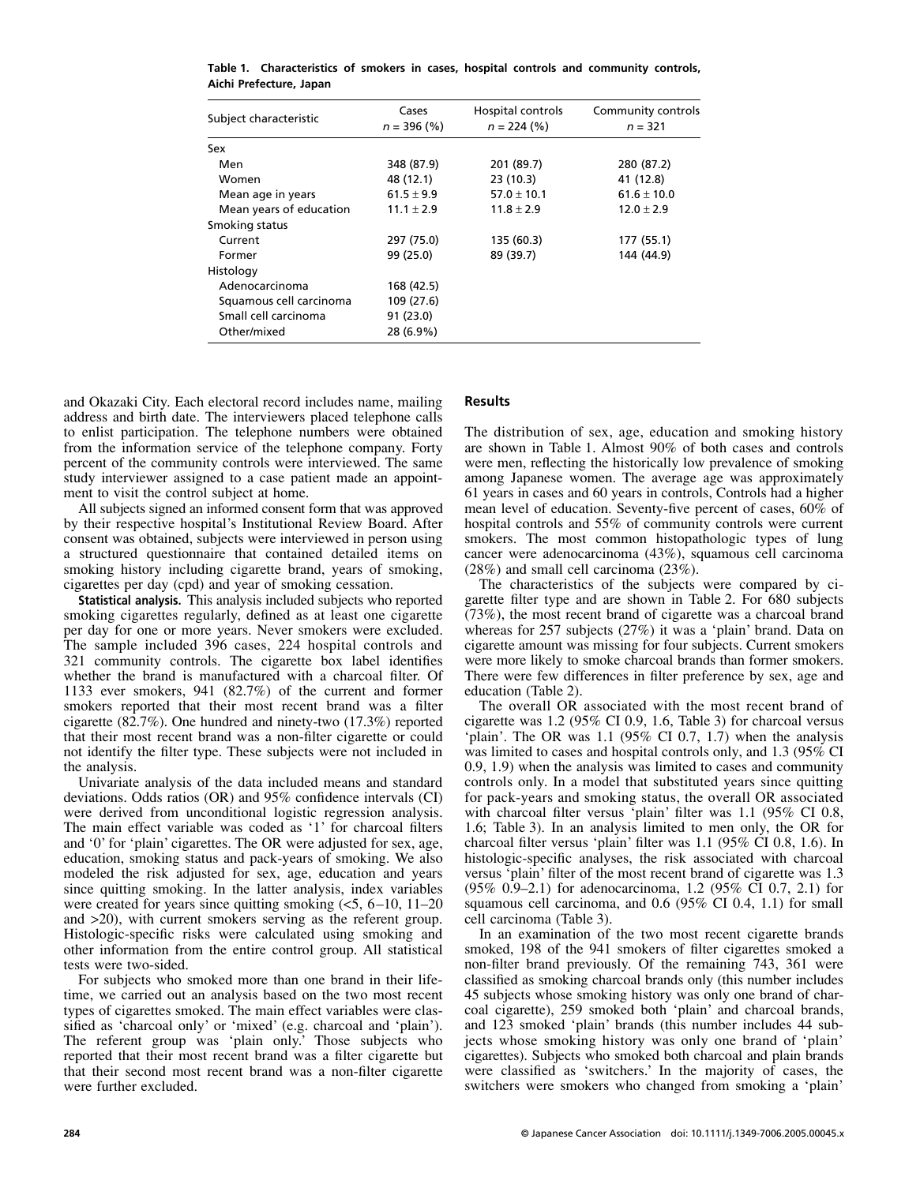**Table 1. Characteristics of smokers in cases, hospital controls and community controls, Aichi Prefecture, Japan**

| Subject characteristic | Cases $n$ = 396 (%) | Hospital controls $n$ = 224 (%) | Community controls $n$ = 321 |
|---|---|---|---|
| Sex | | | |
| Men | 348 (87.9) | 201 (89.7) | 280 (87.2) |
| Women | 48 (12.1) | 23 (10.3) | 41 (12.8) |
| Mean age in years | 61.5 ± 9.9 | 57.0 ± 10.1 | 61.6 ± 10.0 |
| Mean years of education | 11.1 ± 2.9 | 11.8 ± 2.9 | 12.0 ± 2.9 |
| Smoking status | | | |
| Current | 297 (75.0) | 135 (60.3) | 177 (55.1) |
| Former | 99 (25.0) | 89 (39.7) | 144 (44.9) |
| Histology | | | |
| Adenocarcinoma | 168 (42.5) | | |
| Squamous cell carcinoma | 109 (27.6) | | |
| Small cell carcinoma | 91 (23.0) | | |
| Other/mixed | 28 (6.9%) | | |

and Okazaki City. Each electoral record includes name, mailing address and birth date. The interviewers placed telephone calls to enlist participation. The telephone numbers were obtained from the information service of the telephone company. Forty percent of the community controls were interviewed. The same study interviewer assigned to a case patient made an appointment to visit the control subject at home.

All subjects signed an informed consent form that was approved by their respective hospital's Institutional Review Board. After consent was obtained, subjects were interviewed in person using a structured questionnaire that contained detailed items on smoking history including cigarette brand, years of smoking, cigarettes per day (cpd) and year of smoking cessation.

**Statistical analysis.** This analysis included subjects who reported smoking cigarettes regularly, defined as at least one cigarette per day for one or more years. Never smokers were excluded. The sample included 396 cases, 224 hospital controls and 321 community controls. The cigarette box label identifies whether the brand is manufactured with a charcoal filter. Of 1133 ever smokers, 941 (82.7%) of the current and former smokers reported that their most recent brand was a filter cigarette (82.7%). One hundred and ninety-two (17.3%) reported that their most recent brand was a non-filter cigarette or could not identify the filter type. These subjects were not included in the analysis.

Univariate analysis of the data included means and standard deviations. Odds ratios (OR) and 95% confidence intervals (CI) were derived from unconditional logistic regression analysis. The main effect variable was coded as '1' for charcoal filters and '0' for 'plain' cigarettes. The OR were adjusted for sex, age, education, smoking status and pack-years of smoking. We also modeled the risk adjusted for sex, age, education and years since quitting smoking. In the latter analysis, index variables were created for years since quitting smoking (<5, 6–10, 11–20 and >20), with current smokers serving as the referent group. Histologic-specific risks were calculated using smoking and other information from the entire control group. All statistical tests were two-sided.

For subjects who smoked more than one brand in their lifetime, we carried out an analysis based on the two most recent types of cigarettes smoked. The main effect variables were classified as 'charcoal only' or 'mixed' (e.g. charcoal and 'plain'). The referent group was 'plain only.' Those subjects who reported that their most recent brand was a filter cigarette but that their second most recent brand was a non-filter cigarette were further excluded.

## Results

The distribution of sex, age, education and smoking history are shown in Table 1. Almost 90% of both cases and controls were men, reflecting the historically low prevalence of smoking among Japanese women. The average age was approximately 61 years in cases and 60 years in controls, Controls had a higher mean level of education. Seventy-five percent of cases, 60% of hospital controls and 55% of community controls were current smokers. The most common histopathologic types of lung cancer were adenocarcinoma (43%), squamous cell carcinoma (28%) and small cell carcinoma (23%).

The characteristics of the subjects were compared by cigarette filter type and are shown in Table 2. For 680 subjects (73%), the most recent brand of cigarette was a charcoal brand whereas for 257 subjects (27%) it was a 'plain' brand. Data on cigarette amount was missing for four subjects. Current smokers were more likely to smoke charcoal brands than former smokers. There were few differences in filter preference by sex, age and education (Table 2).

The overall OR associated with the most recent brand of cigarette was 1.2 (95% CI 0.9, 1.6, Table 3) for charcoal versus 'plain'. The OR was 1.1 (95% CI 0.7, 1.7) when the analysis was limited to cases and hospital controls only, and 1.3 (95% CI 0.9, 1.9) when the analysis was limited to cases and community controls only. In a model that substituted years since quitting for pack-years and smoking status, the overall OR associated with charcoal filter versus 'plain' filter was 1.1 (95% CI 0.8, 1.6; Table 3). In an analysis limited to men only, the OR for charcoal filter versus 'plain' filter was 1.1 (95% CI 0.8, 1.6). In histologic-specific analyses, the risk associated with charcoal versus 'plain' filter of the most recent brand of cigarette was 1.3 (95% 0.9–2.1) for adenocarcinoma, 1.2 (95% CI 0.7, 2.1) for squamous cell carcinoma, and 0.6 (95% CI 0.4, 1.1) for small cell carcinoma (Table 3).

In an examination of the two most recent cigarette brands smoked, 198 of the 941 smokers of filter cigarettes smoked a non-filter brand previously. Of the remaining 743, 361 were classified as smoking charcoal brands only (this number includes 45 subjects whose smoking history was only one brand of charcoal cigarette), 259 smoked both 'plain' and charcoal brands, and 123 smoked 'plain' brands (this number includes 44 subjects whose smoking history was only one brand of 'plain' cigarettes). Subjects who smoked both charcoal and plain brands were classified as 'switchers.' In the majority of cases, the switchers were smokers who changed from smoking a 'plain'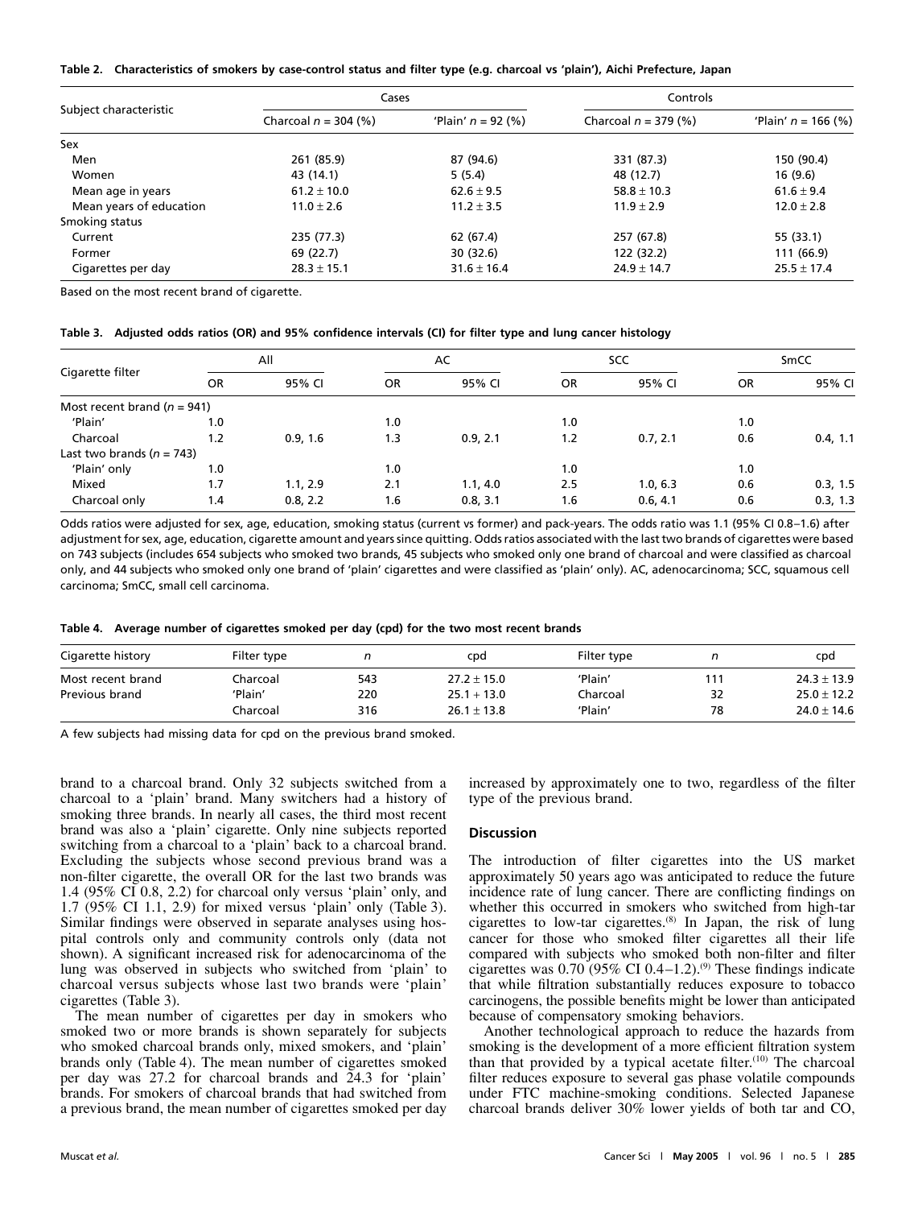**Table 2. Characteristics of smokers by case-control status and filter type (e.g. charcoal vs 'plain'), Aichi Prefecture, Japan**

| Subject characteristic | Cases | | Controls | |
|---|---|---|---|---|
| | Charcoal $n$ = 304 (%) | 'Plain' $n$ = 92 (%) | Charcoal $n$ = 379 (%) | 'Plain' $n$ = 166 (%) |
| Sex | | | | |
| Men | 261 (85.9) | 87 (94.6) | 331 (87.3) | 150 (90.4) |
| Women | 43 (14.1) | 5 (5.4) | 48 (12.7) | 16 (9.6) |
| Mean age in years | 61.2 ± 10.0 | 62.6 ± 9.5 | 58.8 ± 10.3 | 61.6 ± 9.4 |
| Mean years of education | 11.0 ± 2.6 | 11.2 ± 3.5 | 11.9 ± 2.9 | 12.0 ± 2.8 |
| Smoking status | | | | |
| Current | 235 (77.3) | 62 (67.4) | 257 (67.8) | 55 (33.1) |
| Former | 69 (22.7) | 30 (32.6) | 122 (32.2) | 111 (66.9) |
| Cigarettes per day | 28.3 ± 15.1 | 31.6 ± 16.4 | 24.9 ± 14.7 | 25.5 ± 17.4 |

Based on the most recent brand of cigarette.

**Table 3. Adjusted odds ratios (OR) and 95% confidence intervals (CI) for filter type and lung cancer histology**

| Cigarette filter | All | | AC | | SCC | | SmCC | |
|---|---|---|---|---|---|---|---|---|
| | OR | 95% CI | OR | 95% CI | OR | 95% CI | OR | 95% CI |
| Most recent brand ($n$ = 941) | | | | | | | | |
| 'Plain' | 1.0 | | 1.0 | | 1.0 | | 1.0 | |
| Charcoal | 1.2 | 0.9, 1.6 | 1.3 | 0.9, 2.1 | 1.2 | 0.7, 2.1 | 0.6 | 0.4, 1.1 |
| Last two brands ($n$ = 743) | | | | | | | | |
| 'Plain' only | 1.0 | | 1.0 | | 1.0 | | 1.0 | |
| Mixed | 1.7 | 1.1, 2.9 | 2.1 | 1.1, 4.0 | 2.5 | 1.0, 6.3 | 0.6 | 0.3, 1.5 |
| Charcoal only | 1.4 | 0.8, 2.2 | 1.6 | 0.8, 3.1 | 1.6 | 0.6, 4.1 | 0.6 | 0.3, 1.3 |

Odds ratios were adjusted for sex, age, education, smoking status (current vs former) and pack-years. The odds ratio was 1.1 (95% CI 0.8–1.6) after adjustment for sex, age, education, cigarette amount and years since quitting. Odds ratios associated with the last two brands of cigarettes were based on 743 subjects (includes 654 subjects who smoked two brands, 45 subjects who smoked only one brand of charcoal and were classified as charcoal only, and 44 subjects who smoked only one brand of 'plain' cigarettes and were classified as 'plain' only). AC, adenocarcinoma; SCC, squamous cell carcinoma; SmCC, small cell carcinoma.

**Table 4. Average number of cigarettes smoked per day (cpd) for the two most recent brands**

| Cigarette history | Filter type | $n$ | cpd | Filter type | $n$ | cpd |
|---|---|---|---|---|---|---|
| Most recent brand | Charcoal | 543 | 27.2 ± 15.0 | 'Plain' | 111 | 24.3 ± 13.9 |
| Previous brand | 'Plain' | 220 | 25.1 + 13.0 | Charcoal | 32 | 25.0 ± 12.2 |
| | Charcoal | 316 | 26.1 ± 13.8 | 'Plain' | 78 | 24.0 ± 14.6 |

A few subjects had missing data for cpd on the previous brand smoked.

brand to a charcoal brand. Only 32 subjects switched from a charcoal to a 'plain' brand. Many switchers had a history of smoking three brands. In nearly all cases, the third most recent brand was also a 'plain' cigarette. Only nine subjects reported switching from a charcoal to a 'plain' back to a charcoal brand. Excluding the subjects whose second previous brand was a non-filter cigarette, the overall OR for the last two brands was 1.4 (95% CI 0.8, 2.2) for charcoal only versus 'plain' only, and 1.7 (95% CI 1.1, 2.9) for mixed versus 'plain' only (Table 3). Similar findings were observed in separate analyses using hospital controls only and community controls only (data not shown). A significant increased risk for adenocarcinoma of the lung was observed in subjects who switched from 'plain' to charcoal versus subjects whose last two brands were 'plain' cigarettes (Table 3).

The mean number of cigarettes per day in smokers who smoked two or more brands is shown separately for subjects who smoked charcoal brands only, mixed smokers, and 'plain' brands only (Table 4). The mean number of cigarettes smoked per day was 27.2 for charcoal brands and 24.3 for 'plain' brands. For smokers of charcoal brands that had switched from a previous brand, the mean number of cigarettes smoked per day increased by approximately one to two, regardless of the filter type of the previous brand.

## Discussion

The introduction of filter cigarettes into the US market approximately 50 years ago was anticipated to reduce the future incidence rate of lung cancer. There are conflicting findings on whether this occurred in smokers who switched from high-tar cigarettes to low-tar cigarettes.[8] In Japan, the risk of lung cancer for those who smoked filter cigarettes all their life compared with subjects who smoked both non-filter and filter cigarettes was 0.70 (95% CI 0.4–1.2).[9] These findings indicate that while filtration substantially reduces exposure to tobacco carcinogens, the possible benefits might be lower than anticipated because of compensatory smoking behaviors.

Another technological approach to reduce the hazards from smoking is the development of a more efficient filtration system than that provided by a typical acetate filter.[10] The charcoal filter reduces exposure to several gas phase volatile compounds under FTC machine-smoking conditions. Selected Japanese charcoal brands deliver 30% lower yields of both tar and CO,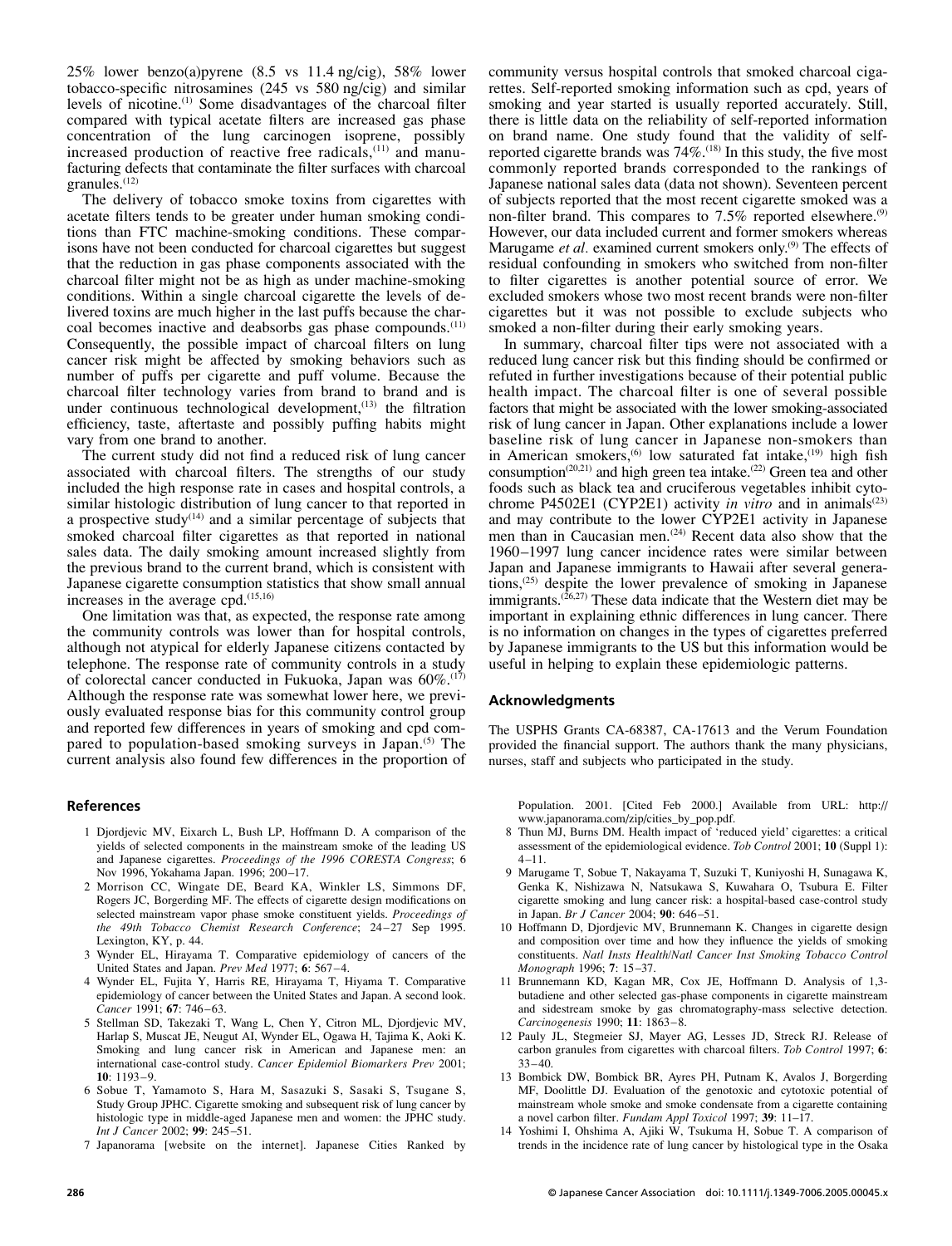25% lower benzo(a)pyrene (8.5 vs 11.4 ng/cig), 58% lower tobacco-specific nitrosamines (245 vs 580 ng/cig) and similar levels of nicotine.[1] Some disadvantages of the charcoal filter compared with typical acetate filters are increased gas phase concentration of the lung carcinogen isoprene, possibly increased production of reactive free radicals,[11] and manufacturing defects that contaminate the filter surfaces with charcoal granules.[12]

The delivery of tobacco smoke toxins from cigarettes with acetate filters tends to be greater under human smoking conditions than FTC machine-smoking conditions. These comparisons have not been conducted for charcoal cigarettes but suggest that the reduction in gas phase components associated with the charcoal filter might not be as high as under machine-smoking conditions. Within a single charcoal cigarette the levels of delivered toxins are much higher in the last puffs because the charcoal becomes inactive and deabsorbs gas phase compounds.[11] Consequently, the possible impact of charcoal filters on lung cancer risk might be affected by smoking behaviors such as number of puffs per cigarette and puff volume. Because the charcoal filter technology varies from brand to brand and is under continuous technological development,[13] the filtration efficiency, taste, aftertaste and possibly puffing habits might vary from one brand to another.

The current study did not find a reduced risk of lung cancer associated with charcoal filters. The strengths of our study included the high response rate in cases and hospital controls, a similar histologic distribution of lung cancer to that reported in a prospective study[14] and a similar percentage of subjects that smoked charcoal filter cigarettes as that reported in national sales data. The daily smoking amount increased slightly from the previous brand to the current brand, which is consistent with Japanese cigarette consumption statistics that show small annual increases in the average cpd.[15,16]

One limitation was that, as expected, the response rate among the community controls was lower than for hospital controls, although not atypical for elderly Japanese citizens contacted by telephone. The response rate of community controls in a study of colorectal cancer conducted in Fukuoka, Japan was 60%.[17] Although the response rate was somewhat lower here, we previously evaluated response bias for this community control group and reported few differences in years of smoking and cpd compared to population-based smoking surveys in Japan.[5] The current analysis also found few differences in the proportion of community versus hospital controls that smoked charcoal cigarettes. Self-reported smoking information such as cpd, years of smoking and year started is usually reported accurately. Still, there is little data on the reliability of self-reported information on brand name. One study found that the validity of self-reported cigarette brands was 74%.[18] In this study, the five most commonly reported brands corresponded to the rankings of Japanese national sales data (data not shown). Seventeen percent of subjects reported that the most recent cigarette smoked was a non-filter brand. This compares to 7.5% reported elsewhere.[9] However, our data included current and former smokers whereas Marugame *et al*. examined current smokers only.[9] The effects of residual confounding in smokers who switched from non-filter to filter cigarettes is another potential source of error. We excluded smokers whose two most recent brands were non-filter cigarettes but it was not possible to exclude subjects who smoked a non-filter during their early smoking years.

In summary, charcoal filter tips were not associated with a reduced lung cancer risk but this finding should be confirmed or refuted in further investigations because of their potential public health impact. The charcoal filter is one of several possible factors that might be associated with the lower smoking-associated risk of lung cancer in Japan. Other explanations include a lower baseline risk of lung cancer in Japanese non-smokers than in American smokers,[6] low saturated fat intake,[19] high fish consumption[20,21] and high green tea intake.[22] Green tea and other foods such as black tea and cruciferous vegetables inhibit cytochrome P4502E1 (CYP2E1) activity *in vitro* and in animals[23] and may contribute to the lower CYP2E1 activity in Japanese men than in Caucasian men.[24] Recent data also show that the 1960–1997 lung cancer incidence rates were similar between Japan and Japanese immigrants to Hawaii after several generations,[25] despite the lower prevalence of smoking in Japanese immigrants.[26,27] These data indicate that the Western diet may be important in explaining ethnic differences in lung cancer. There is no information on changes in the types of cigarettes preferred by Japanese immigrants to the US but this information would be useful in helping to explain these epidemiologic patterns.

## Acknowledgments

The USPHS Grants CA-68387, CA-17613 and the Verum Foundation provided the financial support. The authors thank the many physicians, nurses, staff and subjects who participated in the study.

## References

1 Djordjevic MV, Eixarch L, Bush LP, Hoffmann D. A comparison of the yields of selected components in the mainstream smoke of the leading US and Japanese cigarettes. *Proceedings of the 1996 CORESTA Congress*; 6 Nov 1996, Yokahama Japan. 1996; 200–17.

2 Morrison CC, Wingate DE, Beard KA, Winkler LS, Simmons DF, Rogers JC, Borgerding MF. The effects of cigarette design modifications on selected mainstream vapor phase smoke constituent yields. *Proceedings of the 49th Tobacco Chemist Research Conference*; 24–27 Sep 1995. Lexington, KY, p. 44.

3 Wynder EL, Hirayama T. Comparative epidemiology of cancers of the United States and Japan. *Prev Med* 1977; **6**: 567–4.

4 Wynder EL, Fujita Y, Harris RE, Hirayama T, Hiyama T. Comparative epidemiology of cancer between the United States and Japan. A second look. *Cancer* 1991; **67**: 746–63.

5 Stellman SD, Takezaki T, Wang L, Chen Y, Citron ML, Djordjevic MV, Harlap S, Muscat JE, Neugut AI, Wynder EL, Ogawa H, Tajima K, Aoki K. Smoking and lung cancer risk in American and Japanese men: an international case-control study. *Cancer Epidemiol Biomarkers Prev* 2001; **10**: 1193–9.

6 Sobue T, Yamamoto S, Hara M, Sasazuki S, Sasaki S, Tsugane S, Study Group JPHC. Cigarette smoking and subsequent risk of lung cancer by histologic type in middle-aged Japanese men and women: the JPHC study. *Int J Cancer* 2002; **99**: 245–51.

7 Japanorama [website on the internet]. Japanese Cities Ranked by Population. 2001. [Cited Feb 2000.] Available from URL: http://www.japanorama.com/zip/cities_by_pop.pdf.

8 Thun MJ, Burns DM. Health impact of 'reduced yield' cigarettes: a critical assessment of the epidemiological evidence. *Tob Control* 2001; **10** (Suppl 1): 4–11.

9 Marugame T, Sobue T, Nakayama T, Suzuki T, Kuniyoshi H, Sunagawa K, Genka K, Nishizawa N, Natsukawa S, Kuwahara O, Tsubura E. Filter cigarette smoking and lung cancer risk: a hospital-based case-control study in Japan. *Br J Cancer* 2004; **90**: 646–51.

10 Hoffmann D, Djordjevic MV, Brunnemann K. Changes in cigarette design and composition over time and how they influence the yields of smoking constituents. *Natl Insts Health/Natl Cancer Inst Smoking Tobacco Control Monograph* 1996; **7**: 15–37.

11 Brunnemann KD, Kagan MR, Cox JE, Hoffmann D. Analysis of 1,3-butadiene and other selected gas-phase components in cigarette mainstream and sidestream smoke by gas chromatography-mass selective detection. *Carcinogenesis* 1990; **11**: 1863–8.

12 Pauly JL, Stegmeier SJ, Mayer AG, Lesses JD, Streck RJ. Release of carbon granules from cigarettes with charcoal filters. *Tob Control* 1997; **6**: 33–40.

13 Bombick DW, Bombick BR, Ayres PH, Putnam K, Avalos J, Borgerding MF, Doolittle DJ. Evaluation of the genotoxic and cytotoxic potential of mainstream whole smoke and smoke condensate from a cigarette containing a novel carbon filter. *Fundam Appl Toxicol* 1997; **39**: 11–17.

14 Yoshimi I, Ohshima A, Ajiki W, Tsukuma H, Sobue T. A comparison of trends in the incidence rate of lung cancer by histological type in the Osaka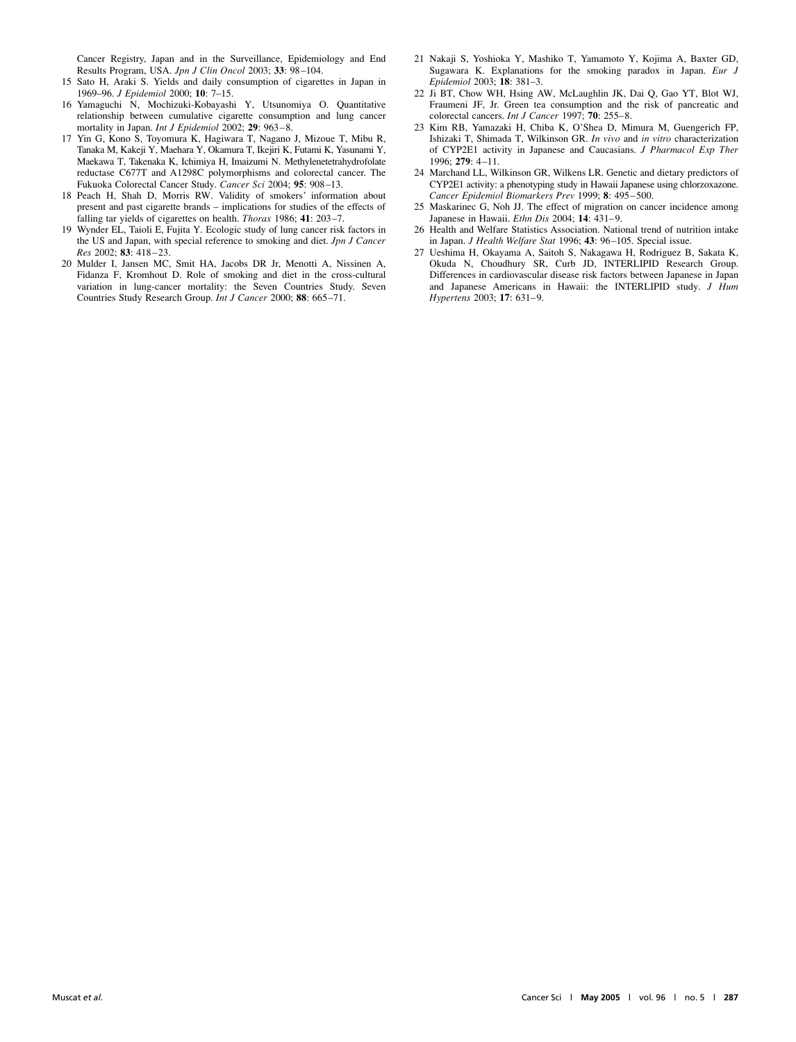Cancer Registry, Japan and in the Surveillance, Epidemiology and End Results Program, USA. *Jpn J Clin Oncol* 2003; **33**: 98–104.

15 Sato H, Araki S. Yields and daily consumption of cigarettes in Japan in 1969–96. *J Epidemiol* 2000; **10**: 7–15.

16 Yamaguchi N, Mochizuki-Kobayashi Y, Utsunomiya O. Quantitative relationship between cumulative cigarette consumption and lung cancer mortality in Japan. *Int J Epidemiol* 2002; **29**: 963–8.

17 Yin G, Kono S, Toyomura K, Hagiwara T, Nagano J, Mizoue T, Mibu R, Tanaka M, Kakeji Y, Maehara Y, Okamura T, Ikejiri K, Futami K, Yasunami Y, Maekawa T, Takenaka K, Ichimiya H, Imaizumi N. Methylenetetrahydrofolate reductase C677T and A1298C polymorphisms and colorectal cancer. The Fukuoka Colorectal Cancer Study. *Cancer Sci* 2004; **95**: 908–13.

18 Peach H, Shah D, Morris RW. Validity of smokers' information about present and past cigarette brands – implications for studies of the effects of falling tar yields of cigarettes on health. *Thorax* 1986; **41**: 203–7.

19 Wynder EL, Taioli E, Fujita Y. Ecologic study of lung cancer risk factors in the US and Japan, with special reference to smoking and diet. *Jpn J Cancer Res* 2002; **83**: 418–23.

20 Mulder I, Jansen MC, Smit HA, Jacobs DR Jr, Menotti A, Nissinen A, Fidanza F, Kromhout D. Role of smoking and diet in the cross-cultural variation in lung-cancer mortality: the Seven Countries Study. Seven Countries Study Research Group. *Int J Cancer* 2000; **88**: 665–71.

21 Nakaji S, Yoshioka Y, Mashiko T, Yamamoto Y, Kojima A, Baxter GD, Sugawara K. Explanations for the smoking paradox in Japan. *Eur J Epidemiol* 2003; **18**: 381–3.

22 Ji BT, Chow WH, Hsing AW, McLaughlin JK, Dai Q, Gao YT, Blot WJ, Fraumeni JF, Jr. Green tea consumption and the risk of pancreatic and colorectal cancers. *Int J Cancer* 1997; **70**: 255–8.

23 Kim RB, Yamazaki H, Chiba K, O'Shea D, Mimura M, Guengerich FP, Ishizaki T, Shimada T, Wilkinson GR. *In vivo* and *in vitro* characterization of CYP2E1 activity in Japanese and Caucasians. *J Pharmacol Exp Ther* 1996; **279**: 4–11.

24 Marchand LL, Wilkinson GR, Wilkens LR. Genetic and dietary predictors of CYP2E1 activity: a phenotyping study in Hawaii Japanese using chlorzoxazone. *Cancer Epidemiol Biomarkers Prev* 1999; **8**: 495–500.

25 Maskarinec G, Noh JJ. The effect of migration on cancer incidence among Japanese in Hawaii. *Ethn Dis* 2004; **14**: 431–9.

26 Health and Welfare Statistics Association. National trend of nutrition intake in Japan. *J Health Welfare Stat* 1996; **43**: 96–105. Special issue.

27 Ueshima H, Okayama A, Saitoh S, Nakagawa H, Rodriguez B, Sakata K, Okuda N, Choudhury SR, Curb JD, INTERLIPID Research Group. Differences in cardiovascular disease risk factors between Japanese in Japan and Japanese Americans in Hawaii: the INTERLIPID study. *J Hum Hypertens* 2003; **17**: 631–9.